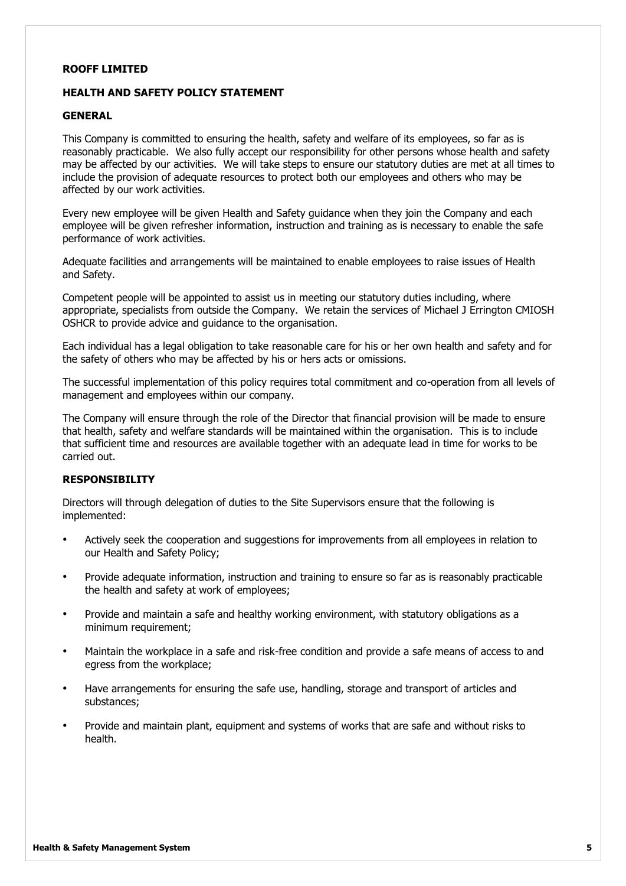**ROOFF LIMITED**

**HEALTH AND SAFETY POLICY STATEMENT**

**GENERAL**

This Company is committed to ensuring the health, safety and welfare of its employees, so far as is reasonably practicable. We also fully accept our responsibility for other persons whose health and safety may be affected by our activities. We will take steps to ensure our statutory duties are met at all times to include the provision of adequate resources to protect both our employees and others who may be affected by our work activities.

Every new employee will be given Health and Safety guidance when they join the Company and each employee will be given refresher information, instruction and training as is necessary to enable the safe performance of work activities.

Adequate facilities and arrangements will be maintained to enable employees to raise issues of Health and Safety.

Competent people will be appointed to assist us in meeting our statutory duties including, where appropriate, specialists from outside the Company. We retain the services of Michael J Errington CMIOSH OSHCR to provide advice and guidance to the organisation.

Each individual has a legal obligation to take reasonable care for his or her own health and safety and for the safety of others who may be affected by his or hers acts or omissions.

The successful implementation of this policy requires total commitment and co-operation from all levels of management and employees within our company.

The Company will ensure through the role of the Director that financial provision will be made to ensure that health, safety and welfare standards will be maintained within the organisation. This is to include that sufficient time and resources are available together with an adequate lead in time for works to be carried out.

**RESPONSIBILITY**

Directors will through delegation of duties to the Site Supervisors ensure that the following is implemented:

- Actively seek the cooperation and suggestions for improvements from all employees in relation to our Health and Safety Policy;
- Provide adequate information, instruction and training to ensure so far as is reasonably practicable the health and safety at work of employees;
- Provide and maintain a safe and healthy working environment, with statutory obligations as a minimum requirement;
- Maintain the workplace in a safe and risk-free condition and provide a safe means of access to and egress from the workplace;
- Have arrangements for ensuring the safe use, handling, storage and transport of articles and substances;
- Provide and maintain plant, equipment and systems of works that are safe and without risks to health.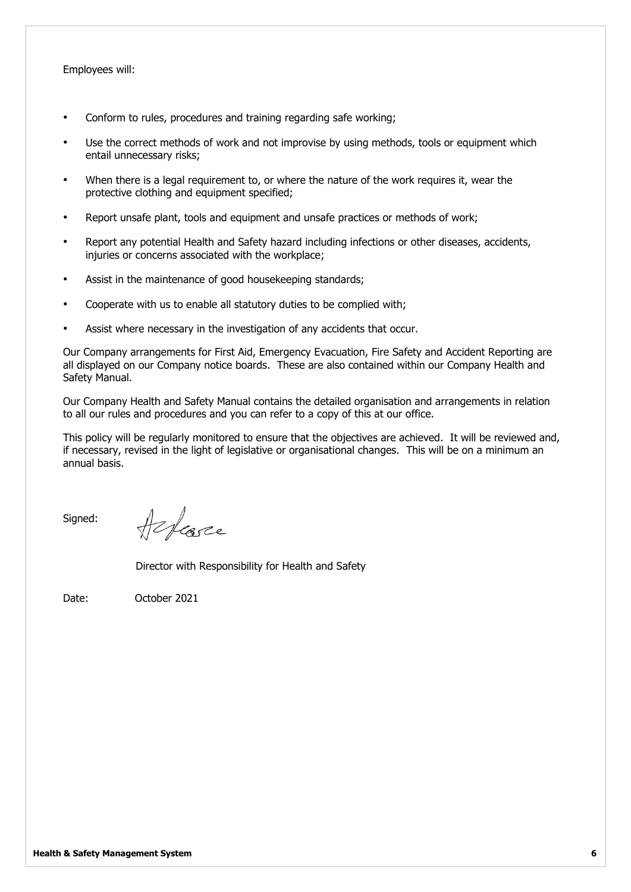Employees will:

- Conform to rules, procedures and training regarding safe working;
- Use the correct methods of work and not improvise by using methods, tools or equipment which entail unnecessary risks;
- When there is a legal requirement to, or where the nature of the work requires it, wear the protective clothing and equipment specified;
- Report unsafe plant, tools and equipment and unsafe practices or methods of work;
- Report any potential Health and Safety hazard including infections or other diseases, accidents, injuries or concerns associated with the workplace;
- Assist in the maintenance of good housekeeping standards;
- Cooperate with us to enable all statutory duties to be complied with;
- Assist where necessary in the investigation of any accidents that occur.

Our Company arrangements for First Aid, Emergency Evacuation, Fire Safety and Accident Reporting are all displayed on our Company notice boards. These are also contained within our Company Health and Safety Manual.

Our Company Health and Safety Manual contains the detailed organisation and arrangements in relation to all our rules and procedures and you can refer to a copy of this at our office.

This policy will be regularly monitored to ensure that the objectives are achieved. It will be reviewed and, if necessary, revised in the light of legislative or organisational changes. This will be on a minimum an annual basis.

Signed:

Director with Responsibility for Health and Safety

Date: October 2021